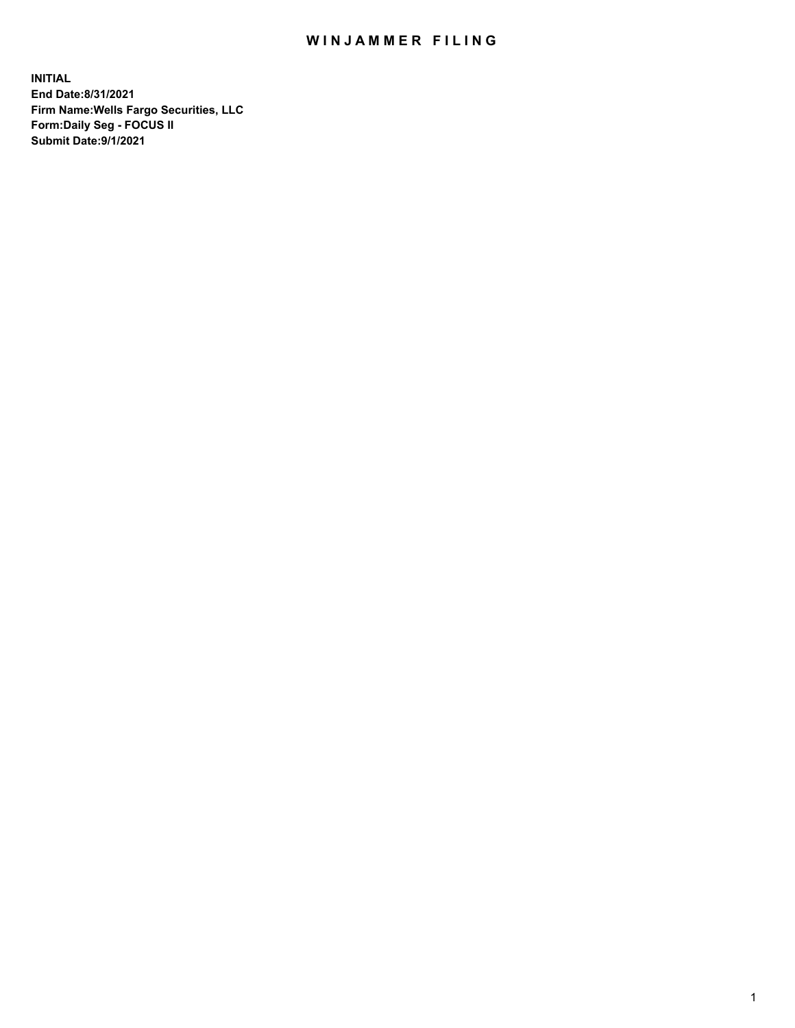# WINJAMMER FILING

**INITIAL**
**End Date:8/31/2021**
**Firm Name:Wells Fargo Securities, LLC**
**Form:Daily Seg - FOCUS II**
**Submit Date:9/1/2021**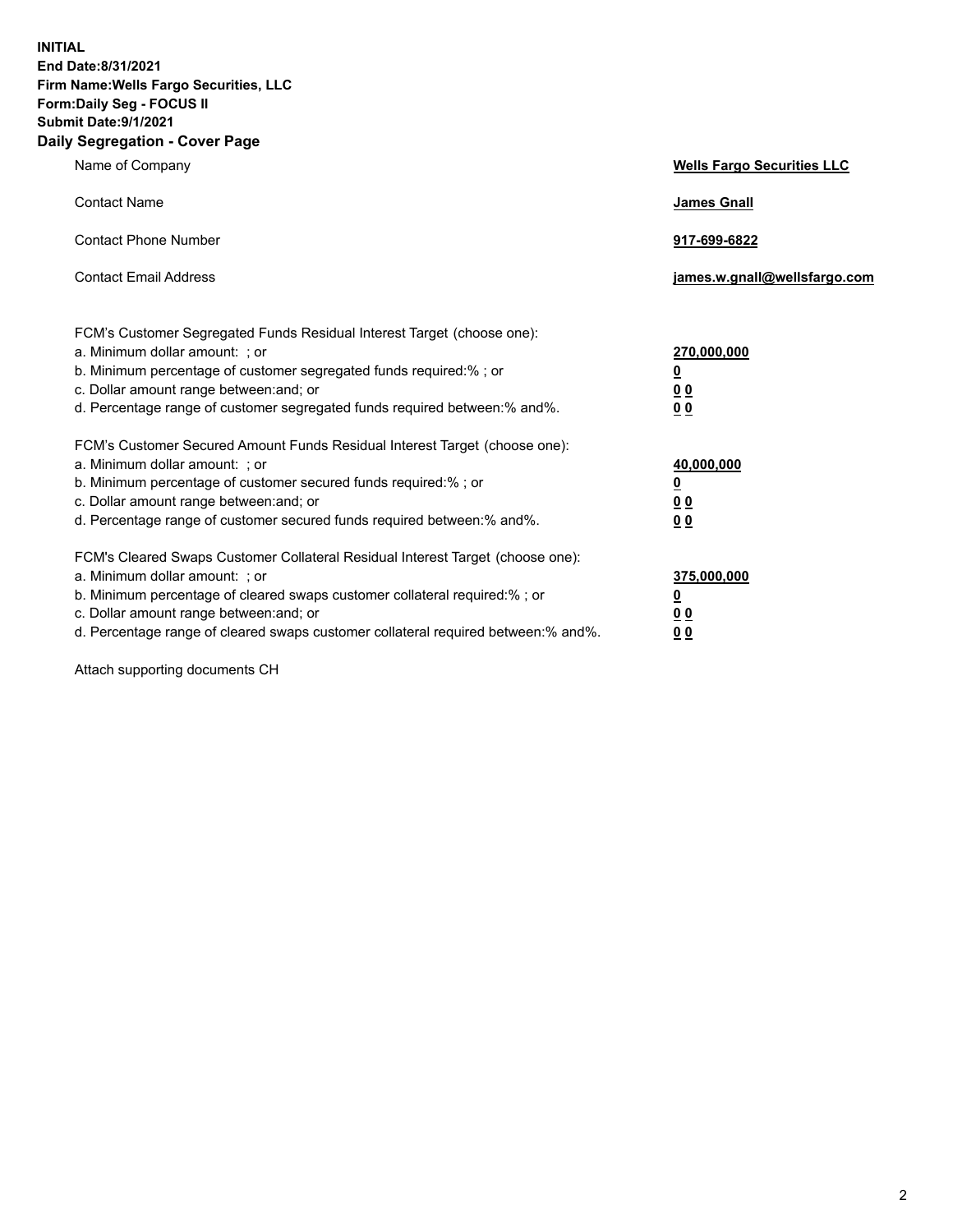**INITIAL**
**End Date:8/31/2021**
**Firm Name:Wells Fargo Securities, LLC**
**Form:Daily Seg - FOCUS II**
**Submit Date:9/1/2021**

## Daily Segregation - Cover Page

| | |
|---|---|
| Name of Company | **Wells Fargo Securities LLC** |
| Contact Name | **James Gnall** |
| Contact Phone Number | **917-699-6822** |
| Contact Email Address | **james.w.gnall@wellsfargo.com** |

| | |
|---|---|
| FCM's Customer Segregated Funds Residual Interest Target (choose one): | |
| a. Minimum dollar amount: ; or | **270,000,000** |
| b. Minimum percentage of customer segregated funds required:% ; or | **0** |
| c. Dollar amount range between:and; or | **0 0** |
| d. Percentage range of customer segregated funds required between:% and%. | **0 0** |

| | |
|---|---|
| FCM's Customer Secured Amount Funds Residual Interest Target (choose one): | |
| a. Minimum dollar amount: ; or | **40,000,000** |
| b. Minimum percentage of customer secured funds required:% ; or | **0** |
| c. Dollar amount range between:and; or | **0 0** |
| d. Percentage range of customer secured funds required between:% and%. | **0 0** |

| | |
|---|---|
| FCM's Cleared Swaps Customer Collateral Residual Interest Target (choose one): | |
| a. Minimum dollar amount: ; or | **375,000,000** |
| b. Minimum percentage of cleared swaps customer collateral required:% ; or | **0** |
| c. Dollar amount range between:and; or | **0 0** |
| d. Percentage range of cleared swaps customer collateral required between:% and%. | **0 0** |

Attach supporting documents CH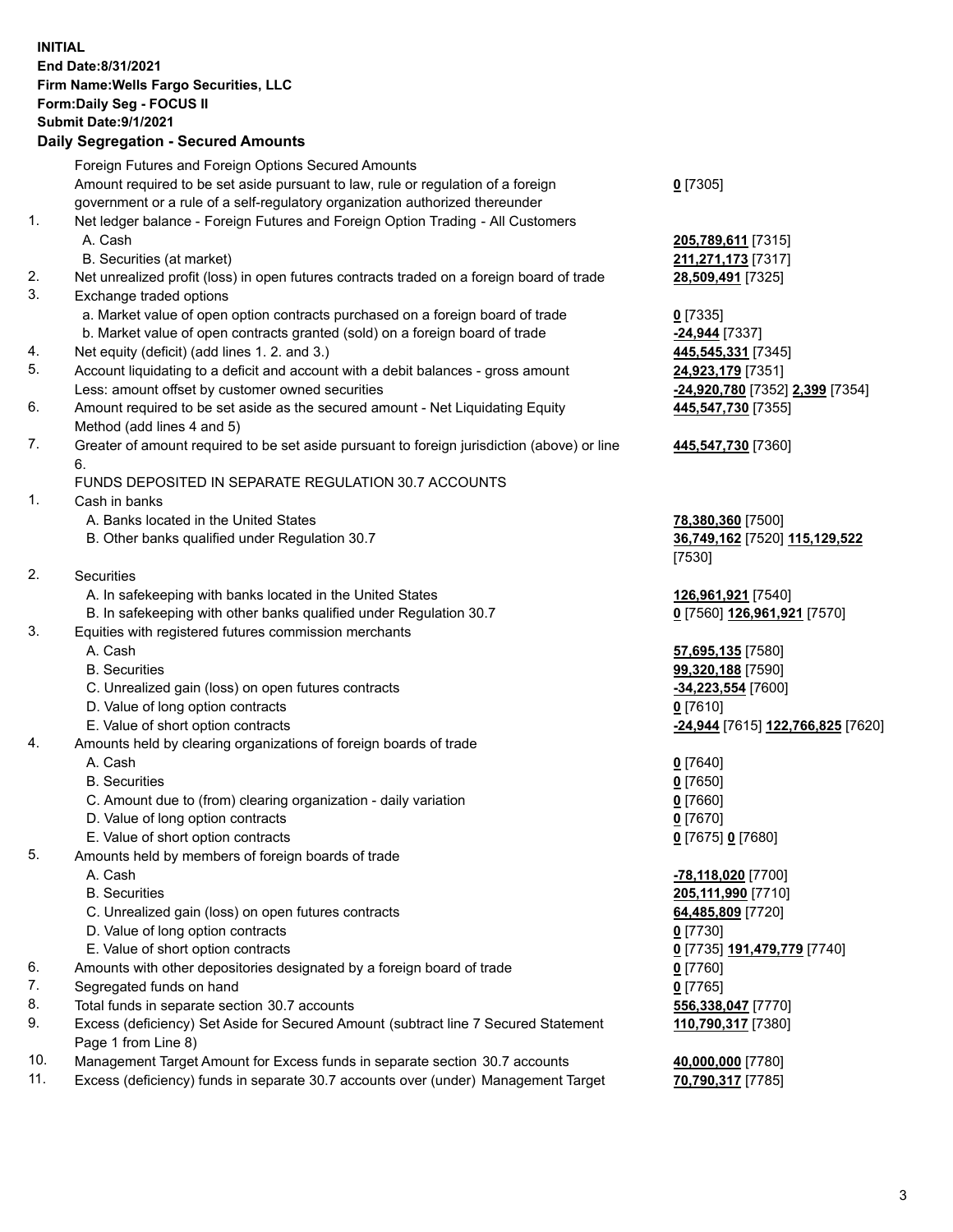**INITIAL**
**End Date:8/31/2021**
**Firm Name:Wells Fargo Securities, LLC**
**Form:Daily Seg - FOCUS II**
**Submit Date:9/1/2021**

**Daily Segregation - Secured Amounts**

| | | |
|---|---|---|
| | Foreign Futures and Foreign Options Secured Amounts | |
| | Amount required to be set aside pursuant to law, rule or regulation of a foreign government or a rule of a self-regulatory organization authorized thereunder | **0** [7305] |
| 1. | Net ledger balance - Foreign Futures and Foreign Option Trading - All Customers | |
| | A. Cash | **205,789,611** [7315] |
| | B. Securities (at market) | **211,271,173** [7317] |
| 2. | Net unrealized profit (loss) in open futures contracts traded on a foreign board of trade | **28,509,491** [7325] |
| 3. | Exchange traded options | |
| | a. Market value of open option contracts purchased on a foreign board of trade | **0** [7335] |
| | b. Market value of open contracts granted (sold) on a foreign board of trade | **-24,944** [7337] |
| 4. | Net equity (deficit) (add lines 1. 2. and 3.) | **445,545,331** [7345] |
| 5. | Account liquidating to a deficit and account with a debit balances - gross amount | **24,923,179** [7351] |
| | Less: amount offset by customer owned securities | **-24,920,780** [7352] **2,399** [7354] |
| 6. | Amount required to be set aside as the secured amount - Net Liquidating Equity Method (add lines 4 and 5) | **445,547,730** [7355] |
| 7. | Greater of amount required to be set aside pursuant to foreign jurisdiction (above) or line 6. | **445,547,730** [7360] |
| | FUNDS DEPOSITED IN SEPARATE REGULATION 30.7 ACCOUNTS | |
| 1. | Cash in banks | |
| | A. Banks located in the United States | **78,380,360** [7500] |
| | B. Other banks qualified under Regulation 30.7 | **36,749,162** [7520] **115,129,522** [7530] |
| 2. | Securities | |
| | A. In safekeeping with banks located in the United States | **126,961,921** [7540] |
| | B. In safekeeping with other banks qualified under Regulation 30.7 | **0** [7560] **126,961,921** [7570] |
| 3. | Equities with registered futures commission merchants | |
| | A. Cash | **57,695,135** [7580] |
| | B. Securities | **99,320,188** [7590] |
| | C. Unrealized gain (loss) on open futures contracts | **-34,223,554** [7600] |
| | D. Value of long option contracts | **0** [7610] |
| | E. Value of short option contracts | **-24,944** [7615] **122,766,825** [7620] |
| 4. | Amounts held by clearing organizations of foreign boards of trade | |
| | A. Cash | **0** [7640] |
| | B. Securities | **0** [7650] |
| | C. Amount due to (from) clearing organization - daily variation | **0** [7660] |
| | D. Value of long option contracts | **0** [7670] |
| | E. Value of short option contracts | **0** [7675] **0** [7680] |
| 5. | Amounts held by members of foreign boards of trade | |
| | A. Cash | **-78,118,020** [7700] |
| | B. Securities | **205,111,990** [7710] |
| | C. Unrealized gain (loss) on open futures contracts | **64,485,809** [7720] |
| | D. Value of long option contracts | **0** [7730] |
| | E. Value of short option contracts | **0** [7735] **191,479,779** [7740] |
| 6. | Amounts with other depositories designated by a foreign board of trade | **0** [7760] |
| 7. | Segregated funds on hand | **0** [7765] |
| 8. | Total funds in separate section 30.7 accounts | **556,338,047** [7770] |
| 9. | Excess (deficiency) Set Aside for Secured Amount (subtract line 7 Secured Statement Page 1 from Line 8) | **110,790,317** [7380] |
| 10. | Management Target Amount for Excess funds in separate section 30.7 accounts | **40,000,000** [7780] |
| 11. | Excess (deficiency) funds in separate 30.7 accounts over (under) Management Target | **70,790,317** [7785] |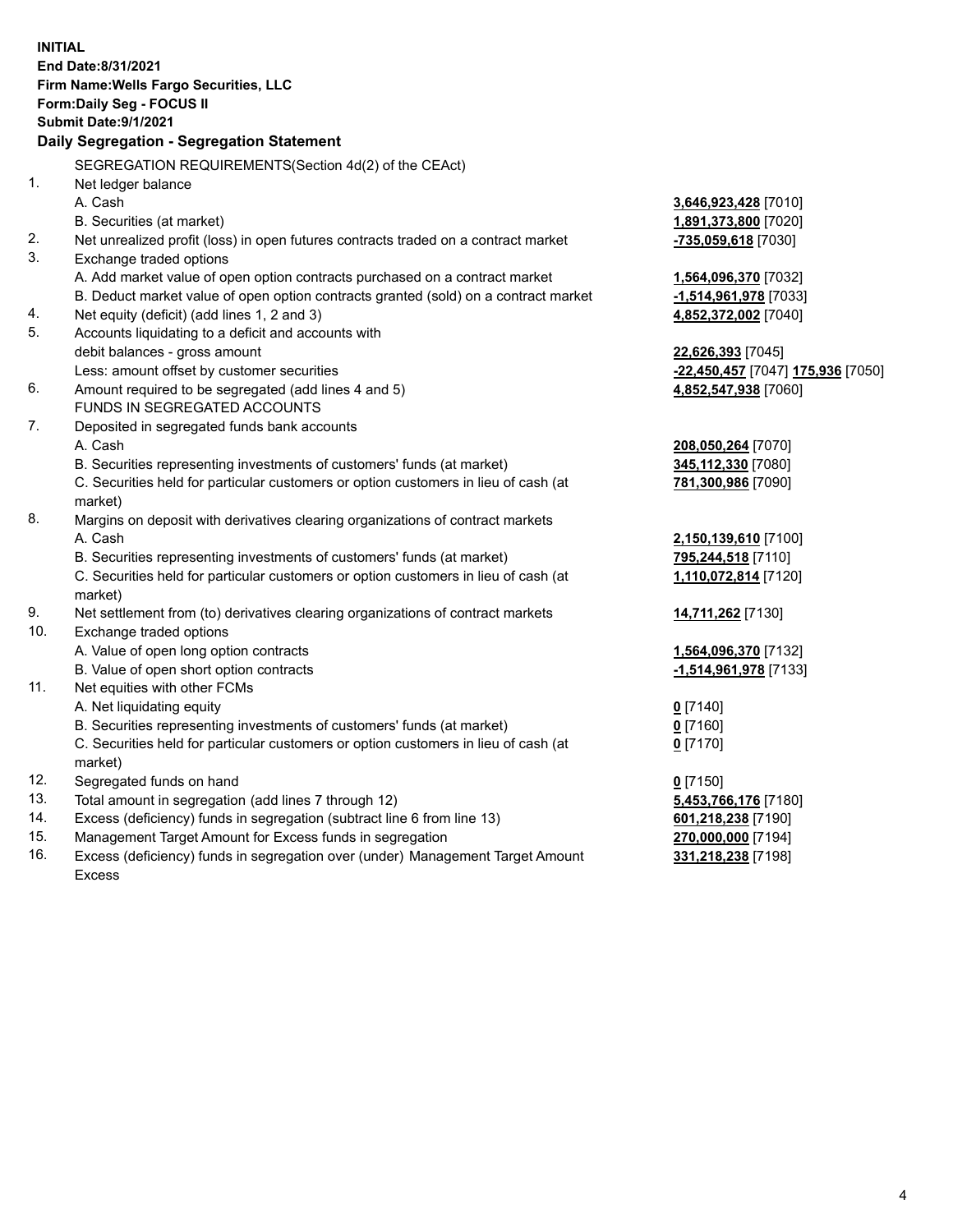**INITIAL**
**End Date:8/31/2021**
**Firm Name:Wells Fargo Securities, LLC**
**Form:Daily Seg - FOCUS II**
**Submit Date:9/1/2021**

**Daily Segregation - Segregation Statement**

SEGREGATION REQUIREMENTS(Section 4d(2) of the CEAct)

| | | |
|---|---|---|
| 1. | Net ledger balance | |
| | A. Cash | **3,646,923,428** [7010] |
| | B. Securities (at market) | **1,891,373,800** [7020] |
| 2. | Net unrealized profit (loss) in open futures contracts traded on a contract market | **-735,059,618** [7030] |
| 3. | Exchange traded options | |
| | A. Add market value of open option contracts purchased on a contract market | **1,564,096,370** [7032] |
| | B. Deduct market value of open option contracts granted (sold) on a contract market | **-1,514,961,978** [7033] |
| 4. | Net equity (deficit) (add lines 1, 2 and 3) | **4,852,372,002** [7040] |
| 5. | Accounts liquidating to a deficit and accounts with debit balances - gross amount | **22,626,393** [7045] |
| | Less: amount offset by customer securities | **-22,450,457** [7047] **175,936** [7050] |
| 6. | Amount required to be segregated (add lines 4 and 5) | **4,852,547,938** [7060] |
| | FUNDS IN SEGREGATED ACCOUNTS | |
| 7. | Deposited in segregated funds bank accounts | |
| | A. Cash | **208,050,264** [7070] |
| | B. Securities representing investments of customers' funds (at market) | **345,112,330** [7080] |
| | C. Securities held for particular customers or option customers in lieu of cash (at market) | **781,300,986** [7090] |
| 8. | Margins on deposit with derivatives clearing organizations of contract markets | |
| | A. Cash | **2,150,139,610** [7100] |
| | B. Securities representing investments of customers' funds (at market) | **795,244,518** [7110] |
| | C. Securities held for particular customers or option customers in lieu of cash (at market) | **1,110,072,814** [7120] |
| 9. | Net settlement from (to) derivatives clearing organizations of contract markets | **14,711,262** [7130] |
| 10. | Exchange traded options | |
| | A. Value of open long option contracts | **1,564,096,370** [7132] |
| | B. Value of open short option contracts | **-1,514,961,978** [7133] |
| 11. | Net equities with other FCMs | |
| | A. Net liquidating equity | **0** [7140] |
| | B. Securities representing investments of customers' funds (at market) | **0** [7160] |
| | C. Securities held for particular customers or option customers in lieu of cash (at market) | **0** [7170] |
| 12. | Segregated funds on hand | **0** [7150] |
| 13. | Total amount in segregation (add lines 7 through 12) | **5,453,766,176** [7180] |
| 14. | Excess (deficiency) funds in segregation (subtract line 6 from line 13) | **601,218,238** [7190] |
| 15. | Management Target Amount for Excess funds in segregation | **270,000,000** [7194] |
| 16. | Excess (deficiency) funds in segregation over (under) Management Target Amount Excess | **331,218,238** [7198] |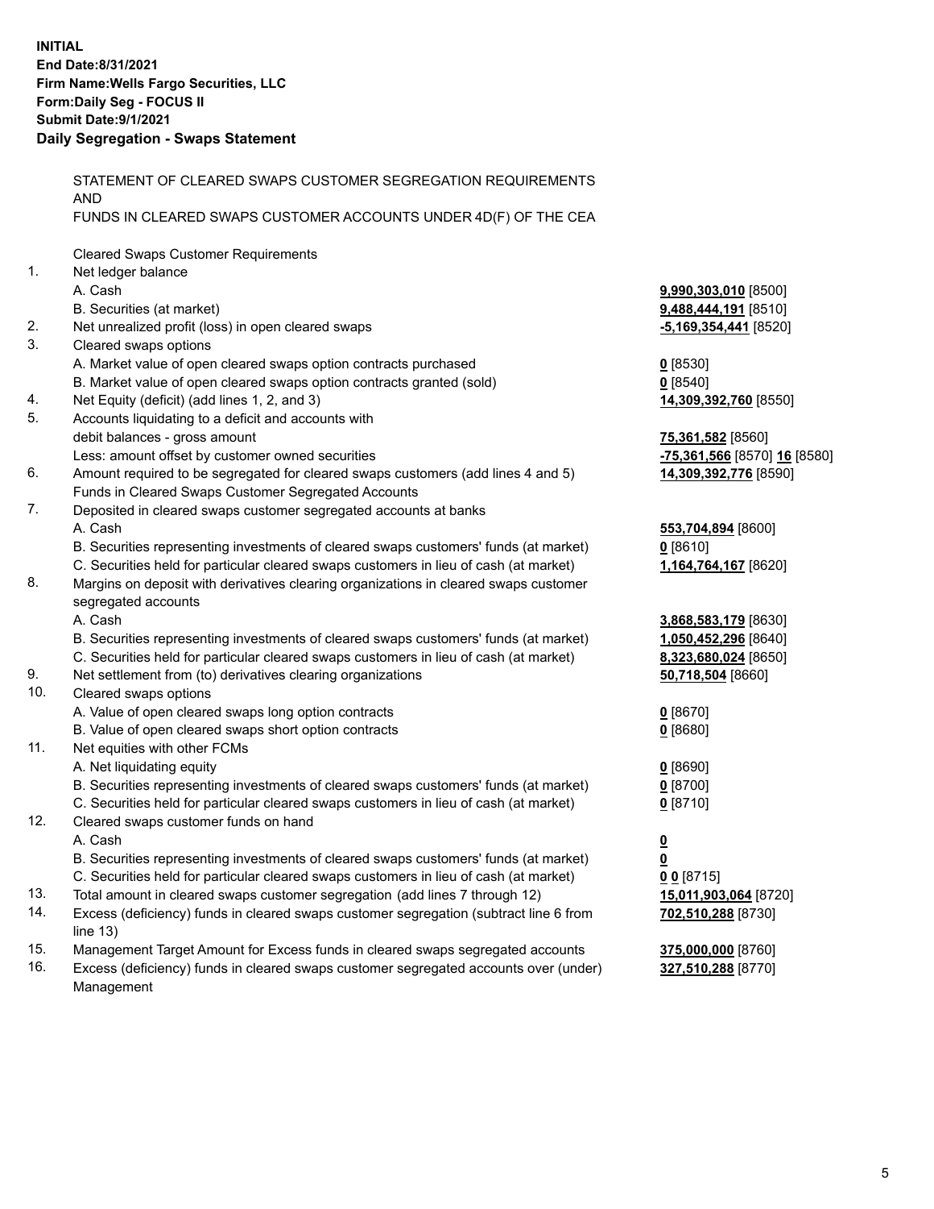**INITIAL**
**End Date:8/31/2021**
**Firm Name:Wells Fargo Securities, LLC**
**Form:Daily Seg - FOCUS II**
**Submit Date:9/1/2021**
**Daily Segregation - Swaps Statement**

STATEMENT OF CLEARED SWAPS CUSTOMER SEGREGATION REQUIREMENTS AND FUNDS IN CLEARED SWAPS CUSTOMER ACCOUNTS UNDER 4D(F) OF THE CEA

| | | |
|---|---|---|
| | Cleared Swaps Customer Requirements | |
| 1. | Net ledger balance | |
| | A. Cash | **9,990,303,010** [8500] |
| | B. Securities (at market) | **9,488,444,191** [8510] |
| 2. | Net unrealized profit (loss) in open cleared swaps | **-5,169,354,441** [8520] |
| 3. | Cleared swaps options | |
| | A. Market value of open cleared swaps option contracts purchased | **0** [8530] |
| | B. Market value of open cleared swaps option contracts granted (sold) | **0** [8540] |
| 4. | Net Equity (deficit) (add lines 1, 2, and 3) | **14,309,392,760** [8550] |
| 5. | Accounts liquidating to a deficit and accounts with debit balances - gross amount | **75,361,582** [8560] |
| | Less: amount offset by customer owned securities | **-75,361,566** [8570] **16** [8580] |
| 6. | Amount required to be segregated for cleared swaps customers (add lines 4 and 5) | **14,309,392,776** [8590] |
| | Funds in Cleared Swaps Customer Segregated Accounts | |
| 7. | Deposited in cleared swaps customer segregated accounts at banks | |
| | A. Cash | **553,704,894** [8600] |
| | B. Securities representing investments of cleared swaps customers' funds (at market) | **0** [8610] |
| | C. Securities held for particular cleared swaps customers in lieu of cash (at market) | **1,164,764,167** [8620] |
| 8. | Margins on deposit with derivatives clearing organizations in cleared swaps customer segregated accounts | |
| | A. Cash | **3,868,583,179** [8630] |
| | B. Securities representing investments of cleared swaps customers' funds (at market) | **1,050,452,296** [8640] |
| | C. Securities held for particular cleared swaps customers in lieu of cash (at market) | **8,323,680,024** [8650] |
| 9. | Net settlement from (to) derivatives clearing organizations | **50,718,504** [8660] |
| 10. | Cleared swaps options | |
| | A. Value of open cleared swaps long option contracts | **0** [8670] |
| | B. Value of open cleared swaps short option contracts | **0** [8680] |
| 11. | Net equities with other FCMs | |
| | A. Net liquidating equity | **0** [8690] |
| | B. Securities representing investments of cleared swaps customers' funds (at market) | **0** [8700] |
| | C. Securities held for particular cleared swaps customers in lieu of cash (at market) | **0** [8710] |
| 12. | Cleared swaps customer funds on hand | |
| | A. Cash | **0** |
| | B. Securities representing investments of cleared swaps customers' funds (at market) | **0** |
| | C. Securities held for particular cleared swaps customers in lieu of cash (at market) | **0** **0** [8715] |
| 13. | Total amount in cleared swaps customer segregation (add lines 7 through 12) | **15,011,903,064** [8720] |
| 14. | Excess (deficiency) funds in cleared swaps customer segregation (subtract line 6 from line 13) | **702,510,288** [8730] |
| 15. | Management Target Amount for Excess funds in cleared swaps segregated accounts | **375,000,000** [8760] |
| 16. | Excess (deficiency) funds in cleared swaps customer segregated accounts over (under) Management | **327,510,288** [8770] |